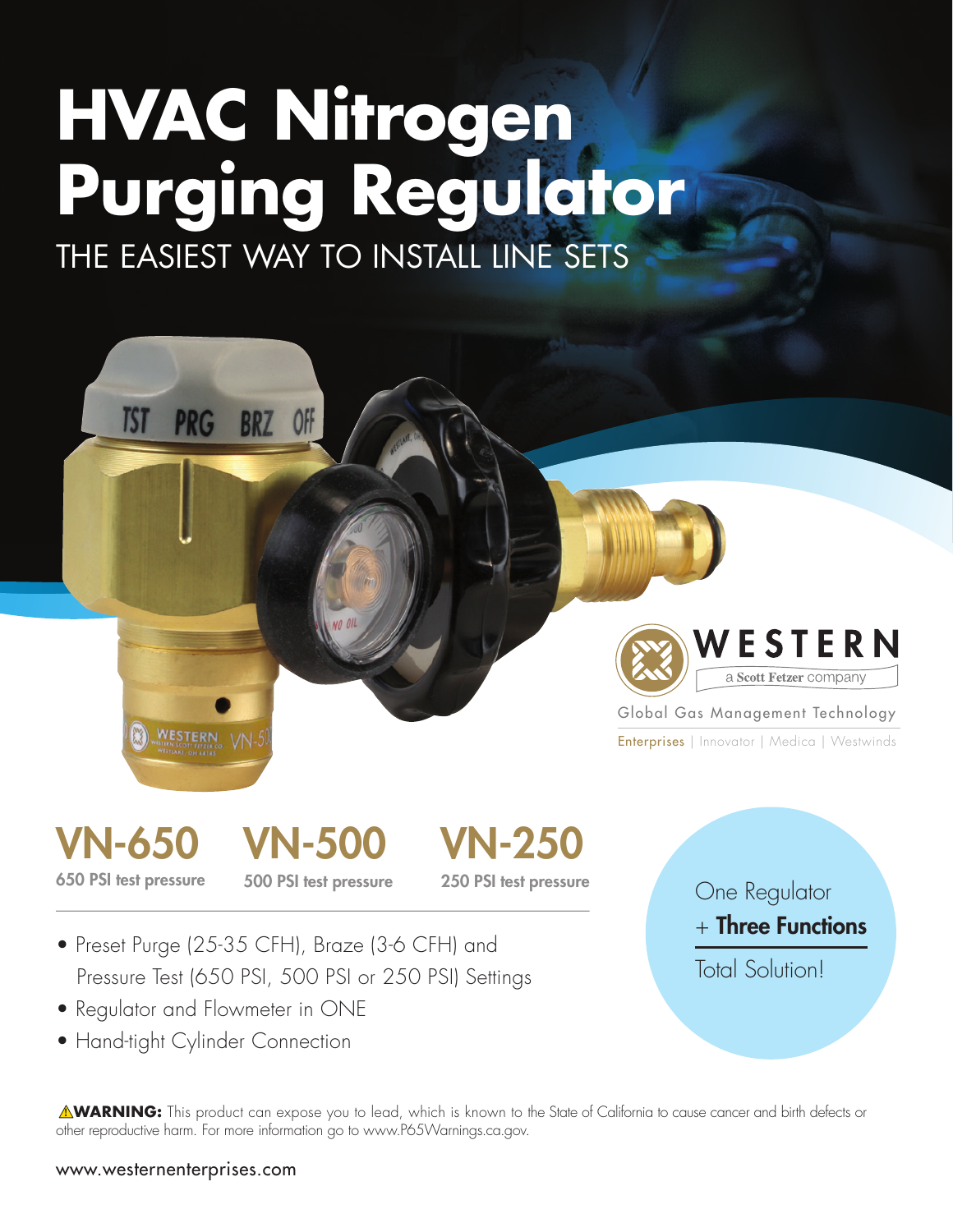# HVAC Nitrogen Purging Regulator

THE EASIEST WAY TO INSTALL LINE SETS

**WESTERN**

a **Scott Fetzer** company

Global Gas Management Technology

Enterprises | Innovator | Medica | Westwinds

## VN-650

**650 PSI test pressure**

## VN-500

**500 PSI test pressure**

## VN-250

**250 PSI test pressure**

- Preset Purge (25-35 CFH), Braze (3-6 CFH) and Pressure Test (650 PSI, 500 PSI or 250 PSI) Settings
- Regulator and Flowmeter in ONE
- Hand-tight Cylinder Connection

One Regulator
\+ **Three Functions**

Total Solution!

⚠**WARNING:** This product can expose you to lead, which is known to the State of California to cause cancer and birth defects or other reproductive harm. For more information go to www.P65Warnings.ca.gov.

www.westernenterprises.com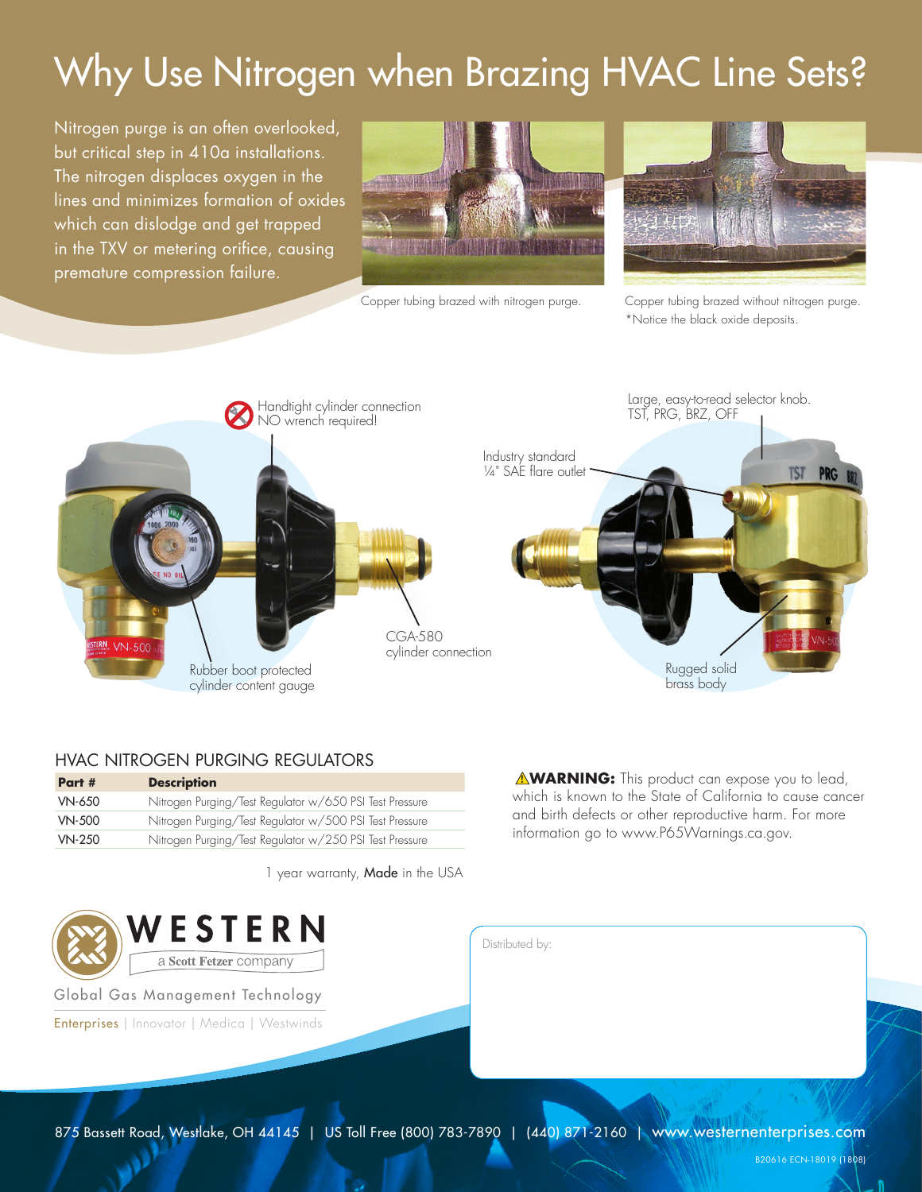# Why Use Nitrogen when Brazing HVAC Line Sets?

Nitrogen purge is an often overlooked, but critical step in 410a installations. The nitrogen displaces oxygen in the lines and minimizes formation of oxides which can dislodge and get trapped in the TXV or metering orifice, causing premature compression failure.

Copper tubing brazed with nitrogen purge.

Copper tubing brazed without nitrogen purge.
*Notice the black oxide deposits.

Handtight cylinder connection
NO wrench required!

Rubber boot protected cylinder content gauge

CGA-580 cylinder connection

Industry standard ¼" SAE flare outlet

Large, easy-to-read selector knob. TST, PRG, BRZ, OFF

Rugged solid brass body

## HVAC NITROGEN PURGING REGULATORS

| Part # | Description |
| --- | --- |
| VN-650 | Nitrogen Purging/Test Regulator w/650 PSI Test Pressure |
| VN-500 | Nitrogen Purging/Test Regulator w/500 PSI Test Pressure |
| VN-250 | Nitrogen Purging/Test Regulator w/250 PSI Test Pressure |

1 year warranty, **Made** in the USA

⚠**WARNING:** This product can expose you to lead, which is known to the State of California to cause cancer and birth defects or other reproductive harm. For more information go to www.P65Warnings.ca.gov.

**WESTERN**
a Scott Fetzer company

Global Gas Management Technology

Enterprises | Innovator | Medica | Westwinds

Distributed by:

875 Bassett Road, Westlake, OH 44145 | US Toll Free (800) 783-7890 | (440) 871-2160 | www.westernenterprises.com

B20616 ECN-18019 (1808)